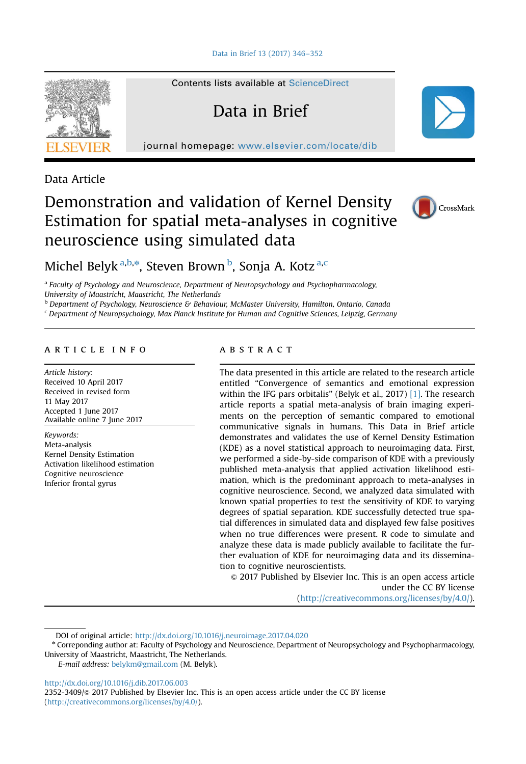Data Article

# Demonstration and validation of Kernel Density Estimation for spatial meta-analyses in cognitive neuroscience using simulated data

Michel Belyk [a,b,*], Steven Brown [b], Sonja A. Kotz [a,c]

[a] Faculty of Psychology and Neuroscience, Department of Neuropsychology and Psychopharmacology, University of Maastricht, Maastricht, The Netherlands
[b] Department of Psychology, Neuroscience & Behaviour, McMaster University, Hamilton, Ontario, Canada
[c] Department of Neuropsychology, Max Planck Institute for Human and Cognitive Sciences, Leipzig, Germany

## ARTICLE INFO

*Article history:*
Received 10 April 2017
Received in revised form
11 May 2017
Accepted 1 June 2017
Available online 7 June 2017

*Keywords:*
Meta-analysis
Kernel Density Estimation
Activation likelihood estimation
Cognitive neuroscience
Inferior frontal gyrus

## ABSTRACT

The data presented in this article are related to the research article entitled "Convergence of semantics and emotional expression within the IFG pars orbitalis" (Belyk et al., 2017) [1]. The research article reports a spatial meta-analysis of brain imaging experiments on the perception of semantic compared to emotional communicative signals in humans. This Data in Brief article demonstrates and validates the use of Kernel Density Estimation (KDE) as a novel statistical approach to neuroimaging data. First, we performed a side-by-side comparison of KDE with a previously published meta-analysis that applied activation likelihood estimation, which is the predominant approach to meta-analyses in cognitive neuroscience. Second, we analyzed data simulated with known spatial properties to test the sensitivity of KDE to varying degrees of spatial separation. KDE successfully detected true spatial differences in simulated data and displayed few false positives when no true differences were present. R code to simulate and analyze these data is made publicly available to facilitate the further evaluation of KDE for neuroimaging data and its dissemination to cognitive neuroscientists.

© 2017 Published by Elsevier Inc. This is an open access article under the CC BY license (http://creativecommons.org/licenses/by/4.0/).

---

DOI of original article: http://dx.doi.org/10.1016/j.neuroimage.2017.04.020

\* Correponding author at: Faculty of Psychology and Neuroscience, Department of Neuropsychology and Psychopharmacology, University of Maastricht, Maastricht, The Netherlands.

*E-mail address:* belykm@gmail.com (M. Belyk).

http://dx.doi.org/10.1016/j.dib.2017.06.003
2352-3409/© 2017 Published by Elsevier Inc. This is an open access article under the CC BY license (http://creativecommons.org/licenses/by/4.0/).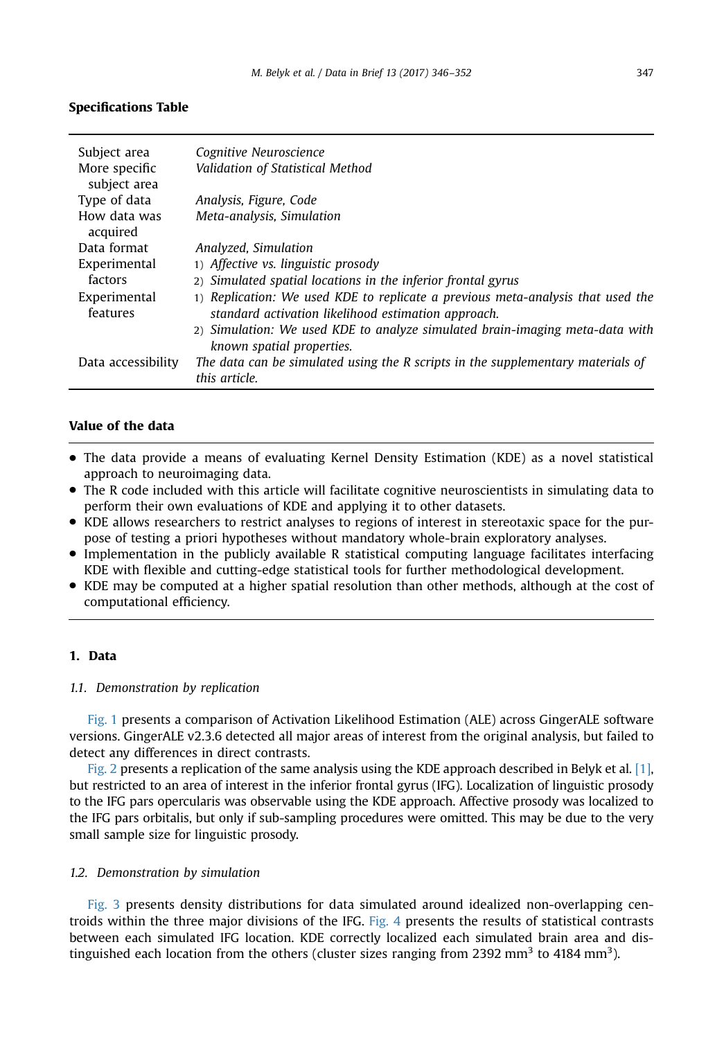**Specifications Table**

| | |
|---|---|
| Subject area | *Cognitive Neuroscience* |
| More specific subject area | *Validation of Statistical Method* |
| Type of data | *Analysis, Figure, Code* |
| How data was acquired | *Meta-analysis, Simulation* |
| Data format | *Analyzed, Simulation* |
| Experimental factors | 1) *Affective vs. linguistic prosody*<br>2) *Simulated spatial locations in the inferior frontal gyrus* |
| Experimental features | 1) *Replication: We used KDE to replicate a previous meta-analysis that used the standard activation likelihood estimation approach.*<br>2) *Simulation: We used KDE to analyze simulated brain-imaging meta-data with known spatial properties.* |
| Data accessibility | *The data can be simulated using the R scripts in the supplementary materials of this article.* |

**Value of the data**

- The data provide a means of evaluating Kernel Density Estimation (KDE) as a novel statistical approach to neuroimaging data.
- The R code included with this article will facilitate cognitive neuroscientists in simulating data to perform their own evaluations of KDE and applying it to other datasets.
- KDE allows researchers to restrict analyses to regions of interest in stereotaxic space for the purpose of testing a priori hypotheses without mandatory whole-brain exploratory analyses.
- Implementation in the publicly available R statistical computing language facilitates interfacing KDE with flexible and cutting-edge statistical tools for further methodological development.
- KDE may be computed at a higher spatial resolution than other methods, although at the cost of computational efficiency.

## 1. Data

### 1.1. Demonstration by replication

Fig. 1 presents a comparison of Activation Likelihood Estimation (ALE) across GingerALE software versions. GingerALE v2.3.6 detected all major areas of interest from the original analysis, but failed to detect any differences in direct contrasts.

Fig. 2 presents a replication of the same analysis using the KDE approach described in Belyk et al. [1], but restricted to an area of interest in the inferior frontal gyrus (IFG). Localization of linguistic prosody to the IFG pars opercularis was observable using the KDE approach. Affective prosody was localized to the IFG pars orbitalis, but only if sub-sampling procedures were omitted. This may be due to the very small sample size for linguistic prosody.

### 1.2. Demonstration by simulation

Fig. 3 presents density distributions for data simulated around idealized non-overlapping centroids within the three major divisions of the IFG. Fig. 4 presents the results of statistical contrasts between each simulated IFG location. KDE correctly localized each simulated brain area and distinguished each location from the others (cluster sizes ranging from 2392 $mm^3$ to 4184 $mm^3$).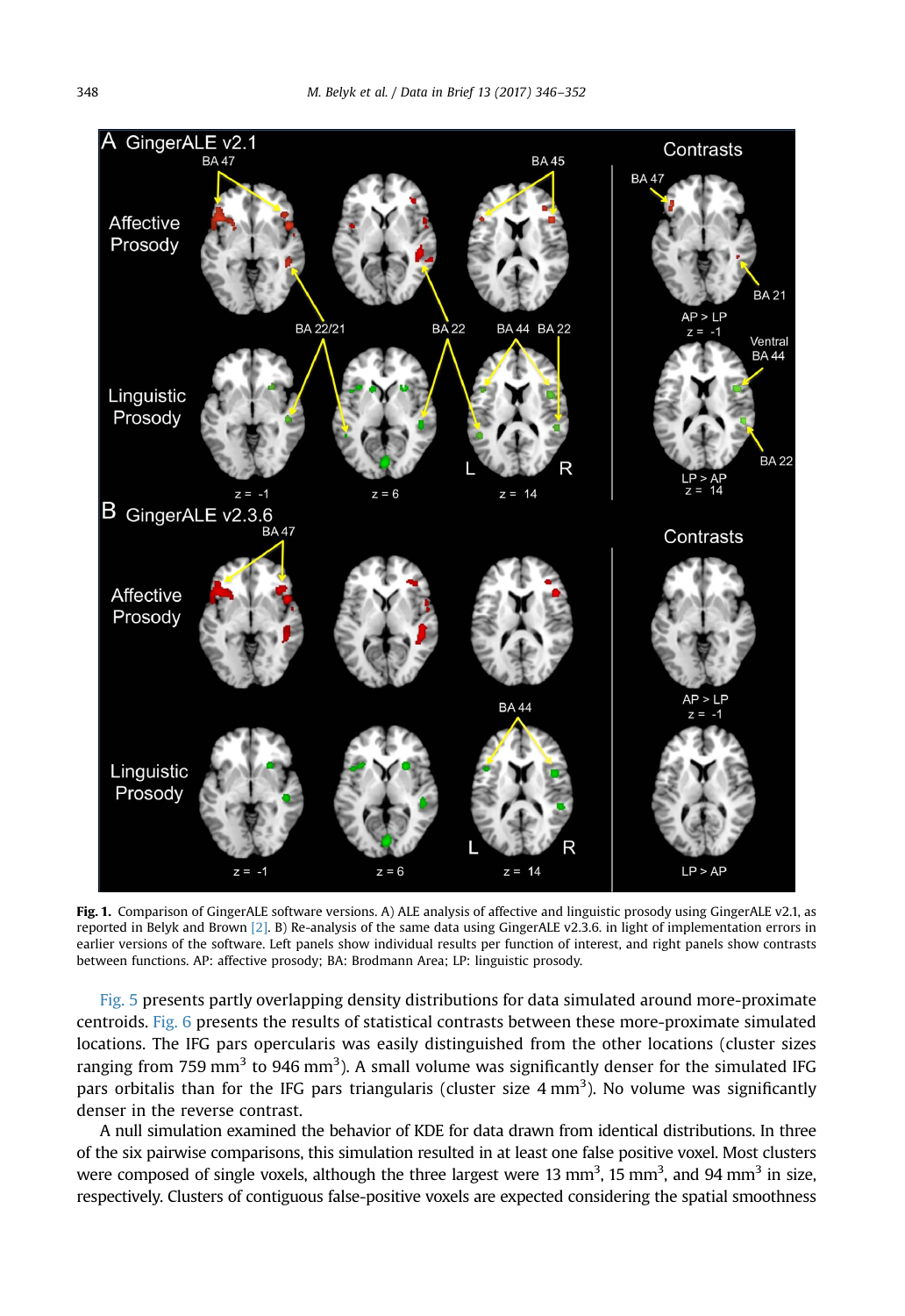**Fig. 1.** Comparison of GingerALE software versions. A) ALE analysis of affective and linguistic prosody using GingerALE v2.1, as reported in Belyk and Brown [2]. B) Re-analysis of the same data using GingerALE v2.3.6. in light of implementation errors in earlier versions of the software. Left panels show individual results per function of interest, and right panels show contrasts between functions. AP: affective prosody; BA: Brodmann Area; LP: linguistic prosody.

Fig. 5 presents partly overlapping density distributions for data simulated around more-proximate centroids. Fig. 6 presents the results of statistical contrasts between these more-proximate simulated locations. The IFG pars opercularis was easily distinguished from the other locations (cluster sizes ranging from 759 $mm^3$ to 946 $mm^3$). A small volume was significantly denser for the simulated IFG pars orbitalis than for the IFG pars triangularis (cluster size 4 $mm^3$). No volume was significantly denser in the reverse contrast.

A null simulation examined the behavior of KDE for data drawn from identical distributions. In three of the six pairwise comparisons, this simulation resulted in at least one false positive voxel. Most clusters were composed of single voxels, although the three largest were 13 $mm^3$, 15 $mm^3$, and 94 $mm^3$ in size, respectively. Clusters of contiguous false-positive voxels are expected considering the spatial smoothness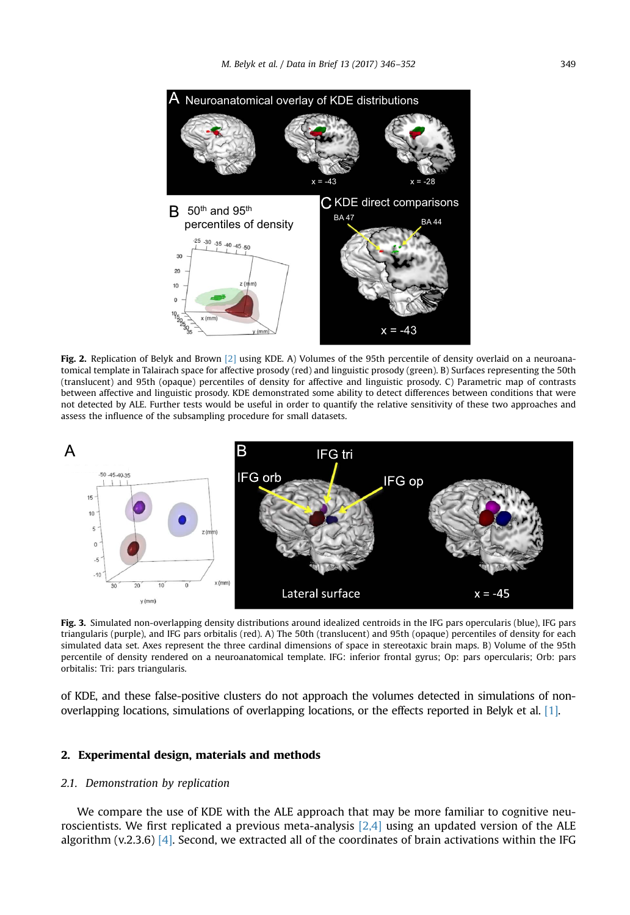Fig. 2. Replication of Belyk and Brown [2] using KDE. A) Volumes of the 95th percentile of density overlaid on a neuroanatomical template in Talairach space for affective prosody (red) and linguistic prosody (green). B) Surfaces representing the 50th (translucent) and 95th (opaque) percentiles of density for affective and linguistic prosody. C) Parametric map of contrasts between affective and linguistic prosody. KDE demonstrated some ability to detect differences between conditions that were not detected by ALE. Further tests would be useful in order to quantify the relative sensitivity of these two approaches and assess the influence of the subsampling procedure for small datasets.

Fig. 3. Simulated non-overlapping density distributions around idealized centroids in the IFG pars opercularis (blue), IFG pars triangularis (purple), and IFG pars orbitalis (red). A) The 50th (translucent) and 95th (opaque) percentiles of density for each simulated data set. Axes represent the three cardinal dimensions of space in stereotaxic brain maps. B) Volume of the 95th percentile of density rendered on a neuroanatomical template. IFG: inferior frontal gyrus; Op: pars opercularis; Orb: pars orbitalis: Tri: pars triangularis.

of KDE, and these false-positive clusters do not approach the volumes detected in simulations of non-overlapping locations, simulations of overlapping locations, or the effects reported in Belyk et al. [1].

## 2. Experimental design, materials and methods

### 2.1. Demonstration by replication

We compare the use of KDE with the ALE approach that may be more familiar to cognitive neuroscientists. We first replicated a previous meta-analysis [2,4] using an updated version of the ALE algorithm (v.2.3.6) [4]. Second, we extracted all of the coordinates of brain activations within the IFG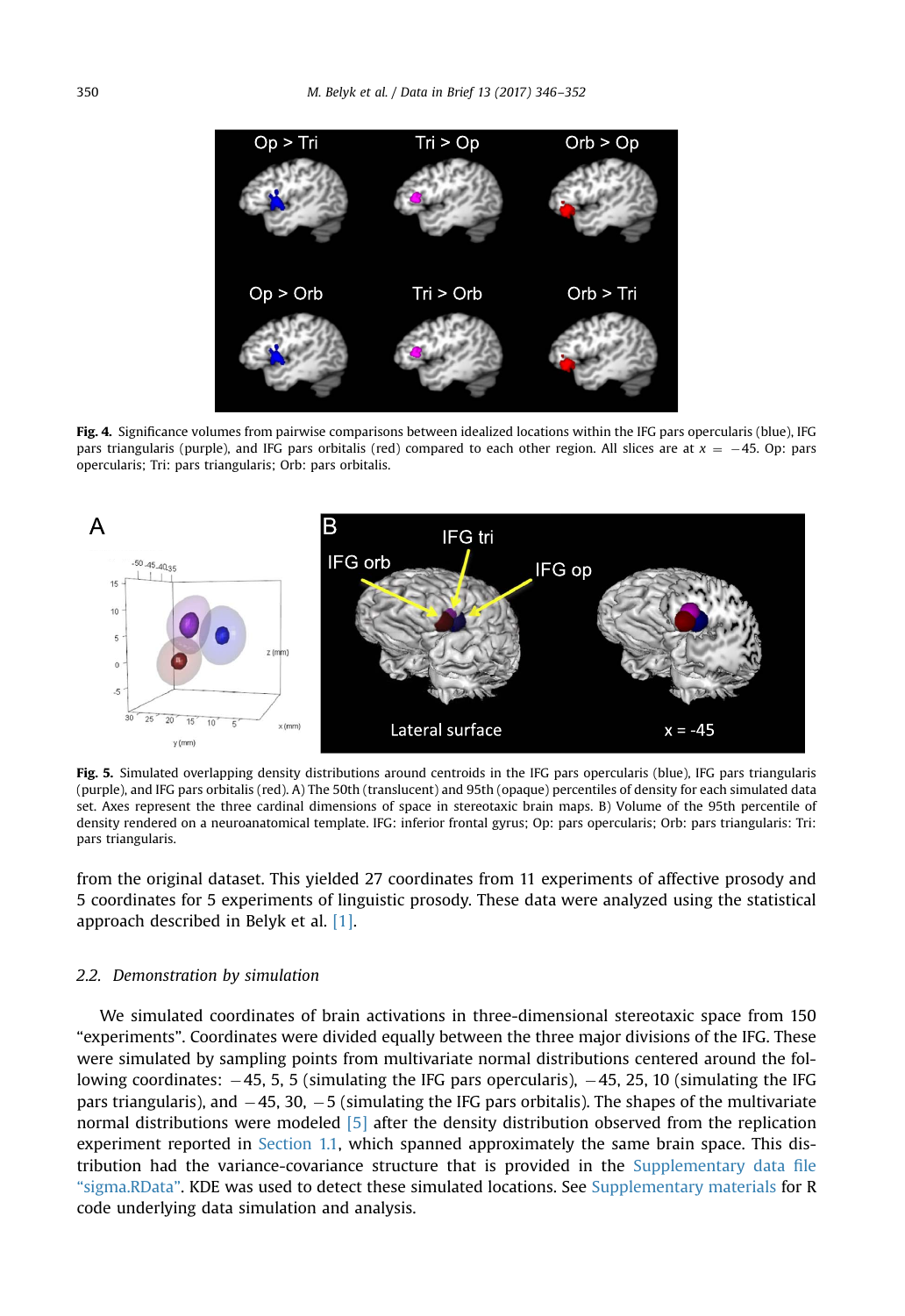Fig. 4. Significance volumes from pairwise comparisons between idealized locations within the IFG pars opercularis (blue), IFG pars triangularis (purple), and IFG pars orbitalis (red) compared to each other region. All slices are at $x = -45$. Op: pars opercularis; Tri: pars triangularis; Orb: pars orbitalis.

Fig. 5. Simulated overlapping density distributions around centroids in the IFG pars opercularis (blue), IFG pars triangularis (purple), and IFG pars orbitalis (red). A) The 50th (translucent) and 95th (opaque) percentiles of density for each simulated data set. Axes represent the three cardinal dimensions of space in stereotaxic brain maps. B) Volume of the 95th percentile of density rendered on a neuroanatomical template. IFG: inferior frontal gyrus; Op: pars opercularis; Orb: pars triangularis: Tri: pars triangularis.

from the original dataset. This yielded 27 coordinates from 11 experiments of affective prosody and 5 coordinates for 5 experiments of linguistic prosody. These data were analyzed using the statistical approach described in Belyk et al. [1].

### 2.2. *Demonstration by simulation*

We simulated coordinates of brain activations in three-dimensional stereotaxic space from 150 "experiments". Coordinates were divided equally between the three major divisions of the IFG. These were simulated by sampling points from multivariate normal distributions centered around the following coordinates: $-45$, 5, 5 (simulating the IFG pars opercularis), $-45$, 25, 10 (simulating the IFG pars triangularis), and $-45$, 30, $-5$ (simulating the IFG pars orbitalis). The shapes of the multivariate normal distributions were modeled [5] after the density distribution observed from the replication experiment reported in Section 1.1, which spanned approximately the same brain space. This distribution had the variance-covariance structure that is provided in the Supplementary data file "sigma.RData". KDE was used to detect these simulated locations. See Supplementary materials for R code underlying data simulation and analysis.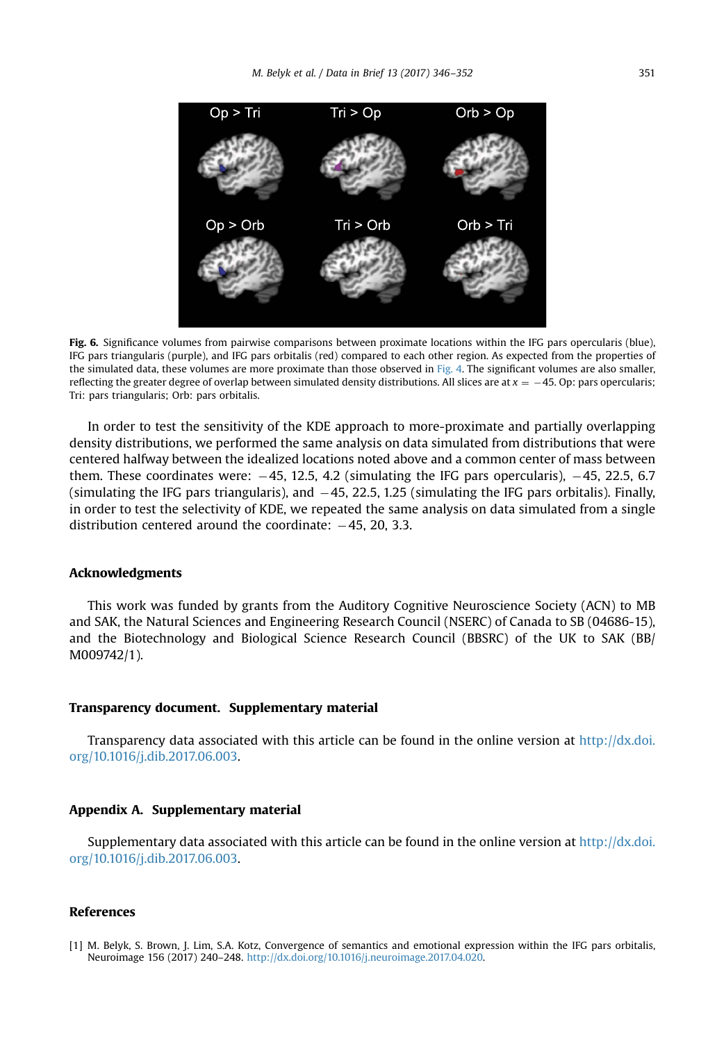**Fig. 6.** Significance volumes from pairwise comparisons between proximate locations within the IFG pars opercularis (blue), IFG pars triangularis (purple), and IFG pars orbitalis (red) compared to each other region. As expected from the properties of the simulated data, these volumes are more proximate than those observed in Fig. 4. The significant volumes are also smaller, reflecting the greater degree of overlap between simulated density distributions. All slices are at $x = -45$. Op: pars opercularis; Tri: pars triangularis; Orb: pars orbitalis.

In order to test the sensitivity of the KDE approach to more-proximate and partially overlapping density distributions, we performed the same analysis on data simulated from distributions that were centered halfway between the idealized locations noted above and a common center of mass between them. These coordinates were: −45, 12.5, 4.2 (simulating the IFG pars opercularis), −45, 22.5, 6.7 (simulating the IFG pars triangularis), and −45, 22.5, 1.25 (simulating the IFG pars orbitalis). Finally, in order to test the selectivity of KDE, we repeated the same analysis on data simulated from a single distribution centered around the coordinate: −45, 20, 3.3.

## Acknowledgments

This work was funded by grants from the Auditory Cognitive Neuroscience Society (ACN) to MB and SAK, the Natural Sciences and Engineering Research Council (NSERC) of Canada to SB (04686-15), and the Biotechnology and Biological Science Research Council (BBSRC) of the UK to SAK (BB/M009742/1).

## Transparency document. Supplementary material

Transparency data associated with this article can be found in the online version at http://dx.doi.org/10.1016/j.dib.2017.06.003.

## Appendix A. Supplementary material

Supplementary data associated with this article can be found in the online version at http://dx.doi.org/10.1016/j.dib.2017.06.003.

## References

[1] M. Belyk, S. Brown, J. Lim, S.A. Kotz, Convergence of semantics and emotional expression within the IFG pars orbitalis, Neuroimage 156 (2017) 240–248. http://dx.doi.org/10.1016/j.neuroimage.2017.04.020.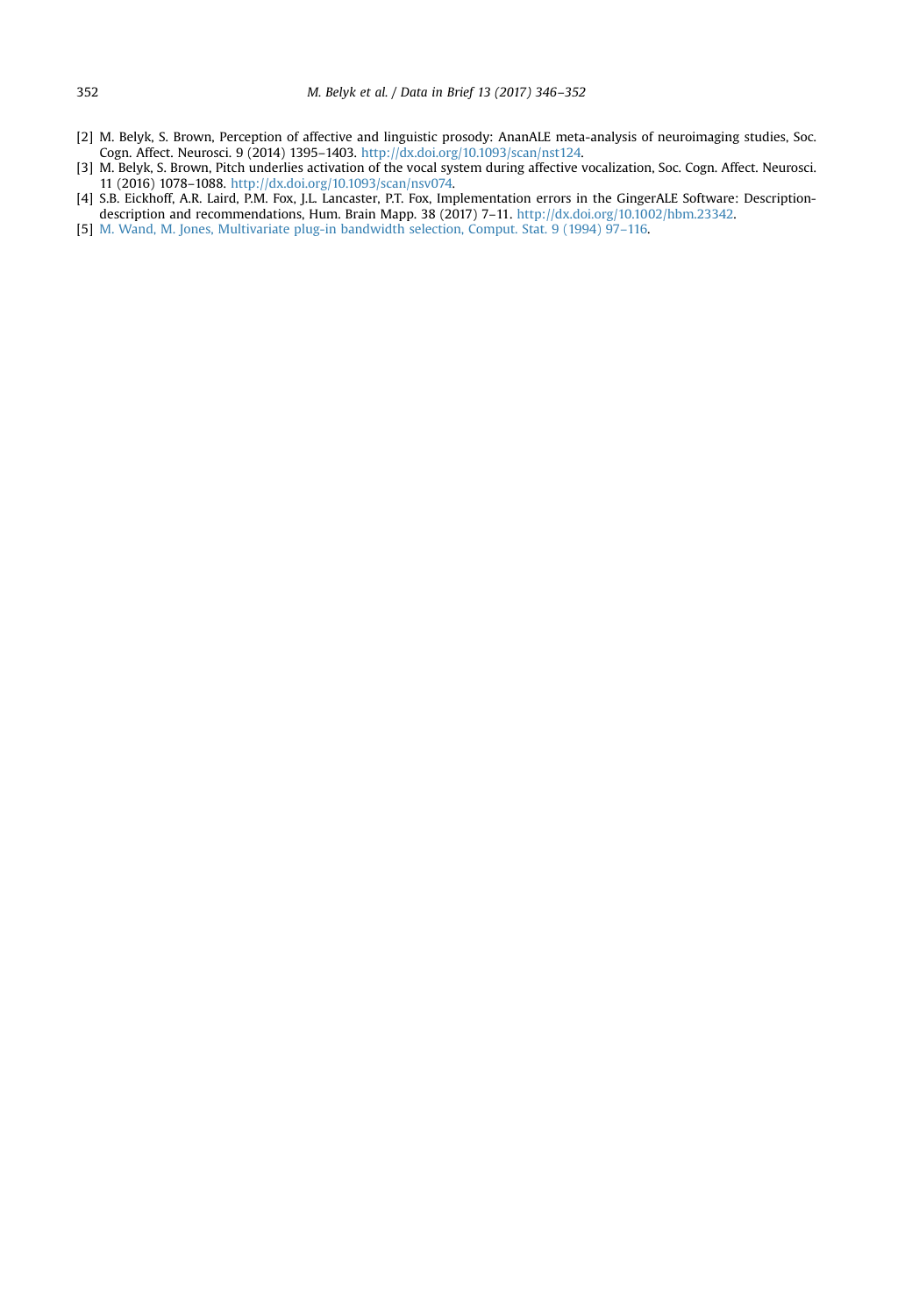[2] M. Belyk, S. Brown, Perception of affective and linguistic prosody: AnanALE meta-analysis of neuroimaging studies, Soc. Cogn. Affect. Neurosci. 9 (2014) 1395–1403. http://dx.doi.org/10.1093/scan/nst124.

[3] M. Belyk, S. Brown, Pitch underlies activation of the vocal system during affective vocalization, Soc. Cogn. Affect. Neurosci. 11 (2016) 1078–1088. http://dx.doi.org/10.1093/scan/nsv074.

[4] S.B. Eickhoff, A.R. Laird, P.M. Fox, J.L. Lancaster, P.T. Fox, Implementation errors in the GingerALE Software: Description-description and recommendations, Hum. Brain Mapp. 38 (2017) 7–11. http://dx.doi.org/10.1002/hbm.23342.

[5] M. Wand, M. Jones, Multivariate plug-in bandwidth selection, Comput. Stat. 9 (1994) 97–116.